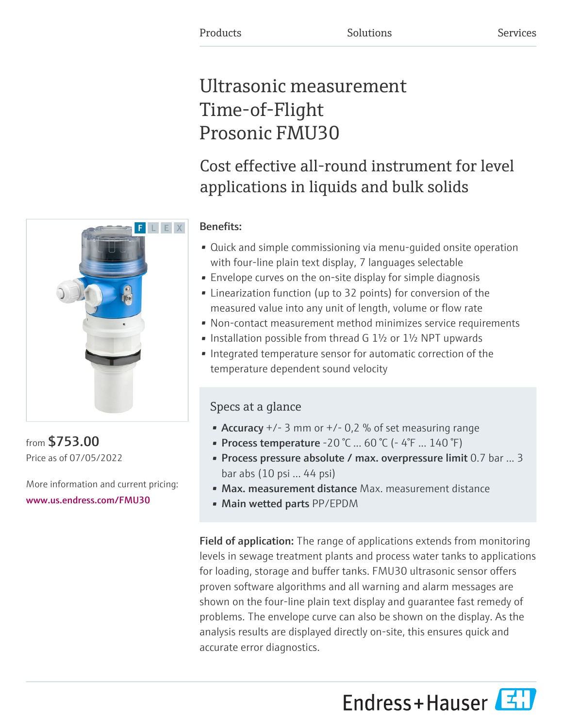Products Solutions Services

# Ultrasonic measurement Time-of-Flight Prosonic FMU30

## Cost effective all-round instrument for level applications in liquids and bulk solids

from **$753.00**
Price as of 07/05/2022

More information and current pricing:
www.us.endress.com/FMU30

**Benefits:**

- Quick and simple commissioning via menu-guided onsite operation with four-line plain text display, 7 languages selectable
- Envelope curves on the on-site display for simple diagnosis
- Linearization function (up to 32 points) for conversion of the measured value into any unit of length, volume or flow rate
- Non-contact measurement method minimizes service requirements
- Installation possible from thread G 1½ or 1½ NPT upwards
- Integrated temperature sensor for automatic correction of the temperature dependent sound velocity

### Specs at a glance

- **Accuracy** +/- 3 mm or +/- 0,2 % of set measuring range
- **Process temperature** -20 °C ... 60 °C (- 4°F ... 140 °F)
- **Process pressure absolute / max. overpressure limit** 0.7 bar ... 3 bar abs (10 psi ... 44 psi)
- **Max. measurement distance** Max. measurement distance
- **Main wetted parts** PP/EPDM

**Field of application:** The range of applications extends from monitoring levels in sewage treatment plants and process water tanks to applications for loading, storage and buffer tanks. FMU30 ultrasonic sensor offers proven software algorithms and all warning and alarm messages are shown on the four-line plain text display and guarantee fast remedy of problems. The envelope curve can also be shown on the display. As the analysis results are displayed directly on-site, this ensures quick and accurate error diagnostics.

Endress+Hauser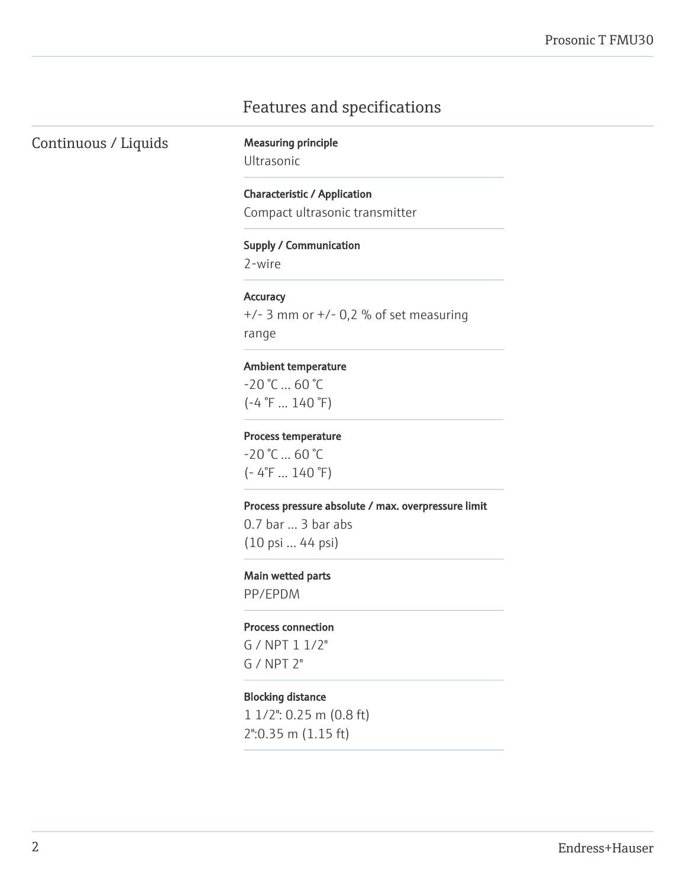# Features and specifications

## Continuous / Liquids

**Measuring principle**
Ultrasonic

**Characteristic / Application**
Compact ultrasonic transmitter

**Supply / Communication**
2-wire

**Accuracy**
+/- 3 mm or +/- 0,2 % of set measuring range

**Ambient temperature**
-20 °C ... 60 °C
(-4 °F ... 140 °F)

**Process temperature**
-20 °C ... 60 °C
(- 4°F ... 140 °F)

**Process pressure absolute / max. overpressure limit**
0.7 bar ... 3 bar abs
(10 psi ... 44 psi)

**Main wetted parts**
PP/EPDM

**Process connection**
G / NPT 1 1/2"
G / NPT 2"

**Blocking distance**
1 1/2": 0.25 m (0.8 ft)
2":0.35 m (1.15 ft)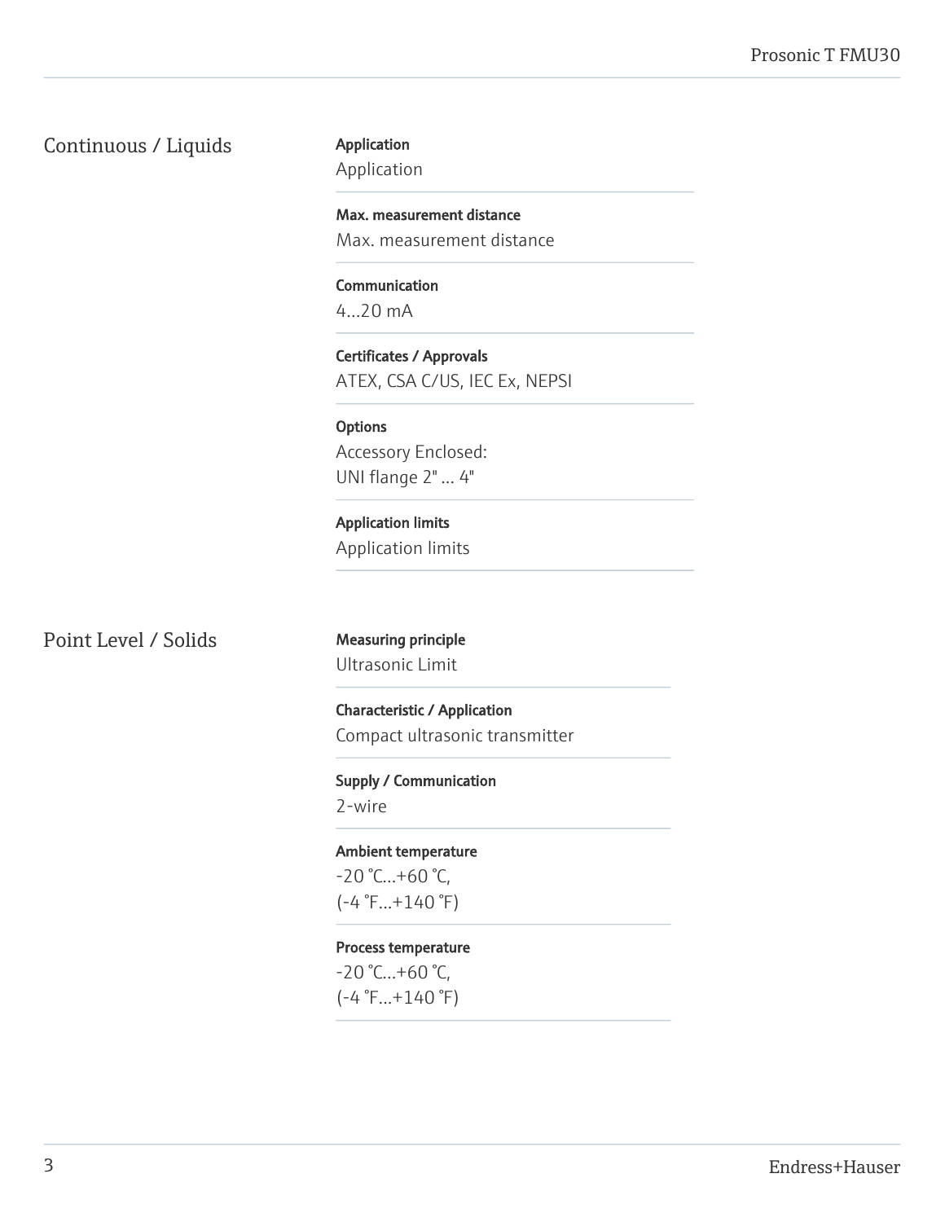## Continuous / Liquids

**Application**
Application

**Max. measurement distance**
Max. measurement distance

**Communication**
4...20 mA

**Certificates / Approvals**
ATEX, CSA C/US, IEC Ex, NEPSI

**Options**
Accessory Enclosed:
UNI flange 2" ... 4"

**Application limits**
Application limits

## Point Level / Solids

**Measuring principle**
Ultrasonic Limit

**Characteristic / Application**
Compact ultrasonic transmitter

**Supply / Communication**
2-wire

**Ambient temperature**
-20 °C...+60 °C,
(-4 °F...+140 °F)

**Process temperature**
-20 °C...+60 °C,
(-4 °F...+140 °F)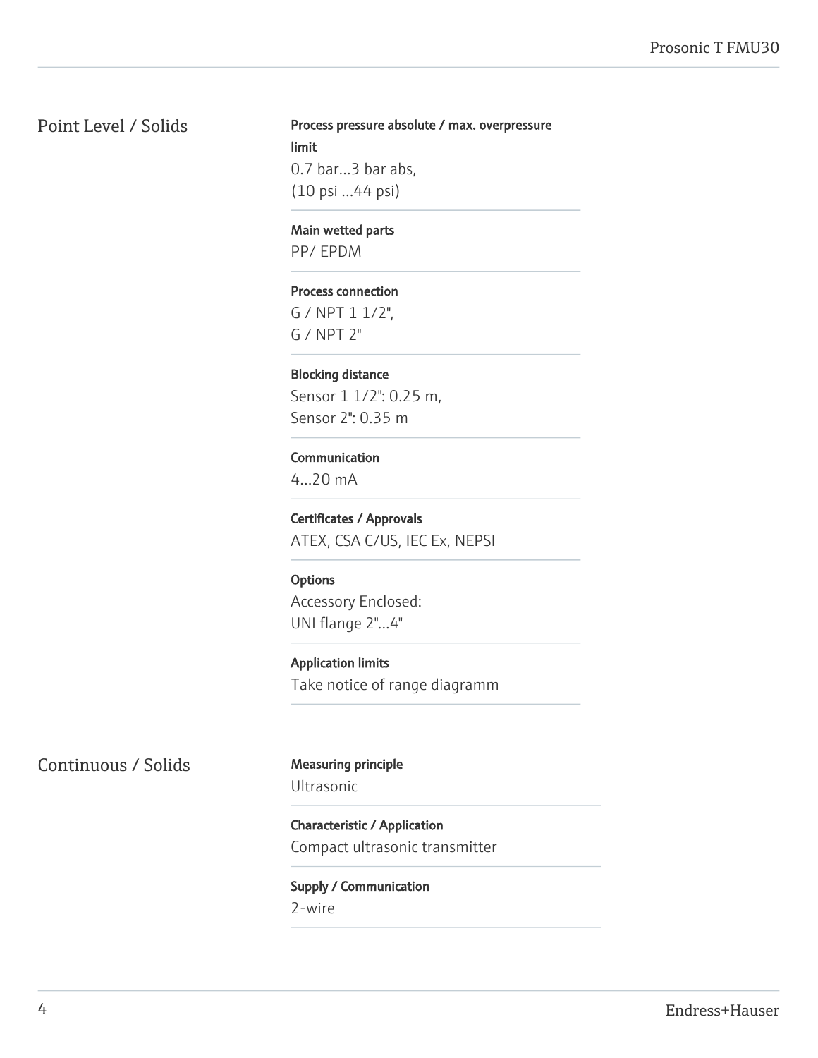## Point Level / Solids

**Process pressure absolute / max. overpressure limit**
0.7 bar...3 bar abs,
(10 psi ...44 psi)

**Main wetted parts**
PP/ EPDM

**Process connection**
G / NPT 1 1/2",
G / NPT 2"

**Blocking distance**
Sensor 1 1/2": 0.25 m,
Sensor 2": 0.35 m

**Communication**
4...20 mA

**Certificates / Approvals**
ATEX, CSA C/US, IEC Ex, NEPSI

**Options**
Accessory Enclosed:
UNI flange 2"...4"

**Application limits**
Take notice of range diagramm

## Continuous / Solids

**Measuring principle**
Ultrasonic

**Characteristic / Application**
Compact ultrasonic transmitter

**Supply / Communication**
2-wire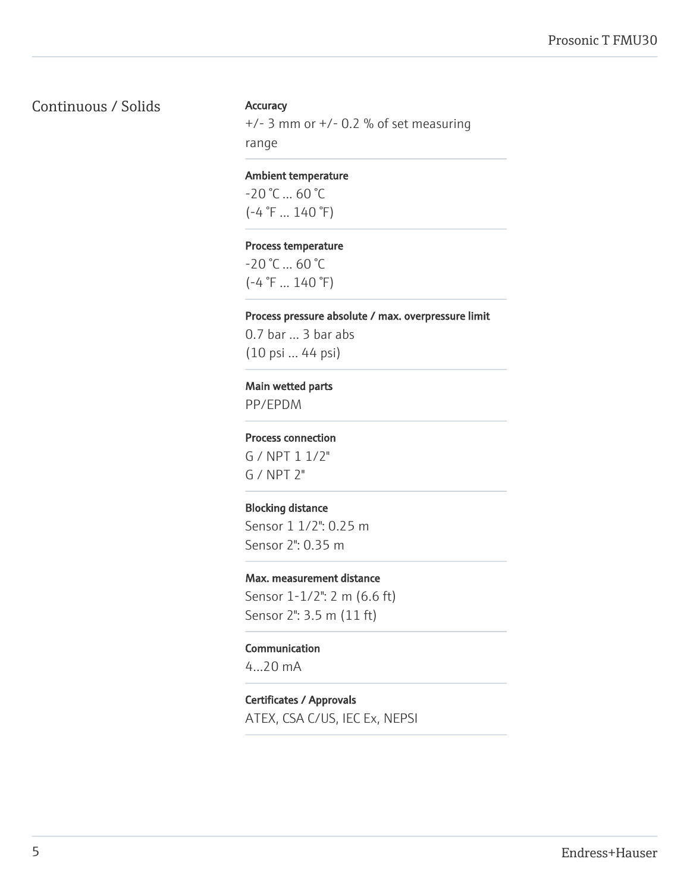## Continuous / Solids

**Accuracy**

+/- 3 mm or +/- 0.2 % of set measuring range

**Ambient temperature**

-20 °C ... 60 °C
(-4 °F ... 140 °F)

**Process temperature**

-20 °C ... 60 °C
(-4 °F ... 140 °F)

**Process pressure absolute / max. overpressure limit**

0.7 bar ... 3 bar abs
(10 psi ... 44 psi)

**Main wetted parts**

PP/EPDM

**Process connection**

G / NPT 1 1/2"
G / NPT 2"

**Blocking distance**

Sensor 1 1/2": 0.25 m
Sensor 2": 0.35 m

**Max. measurement distance**

Sensor 1-1/2": 2 m (6.6 ft)
Sensor 2": 3.5 m (11 ft)

**Communication**

4...20 mA

**Certificates / Approvals**

ATEX, CSA C/US, IEC Ex, NEPSI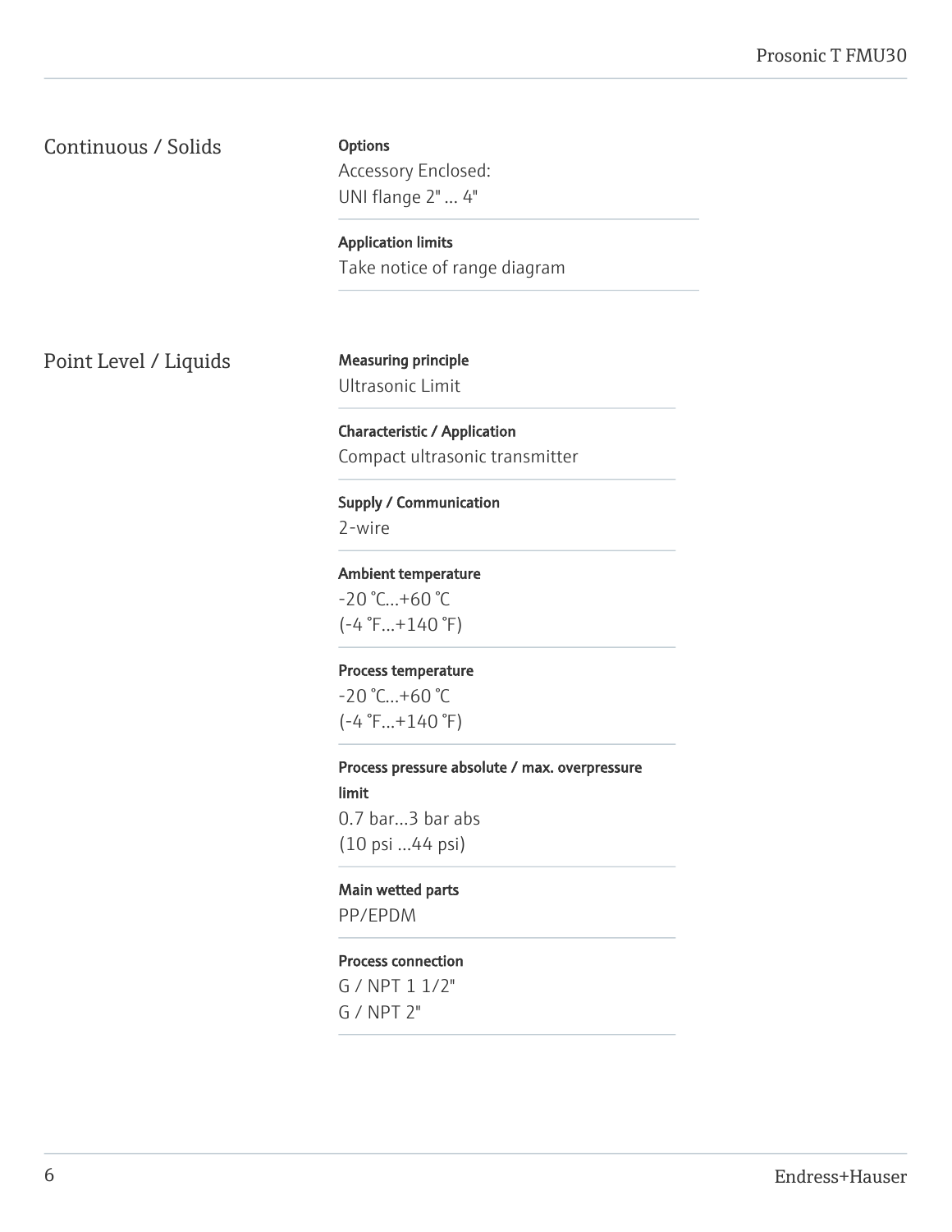## Continuous / Solids

**Options**
Accessory Enclosed:
UNI flange 2" ... 4"

**Application limits**
Take notice of range diagram

## Point Level / Liquids

**Measuring principle**
Ultrasonic Limit

**Characteristic / Application**
Compact ultrasonic transmitter

**Supply / Communication**
2-wire

**Ambient temperature**
-20 °C...+60 °C
(-4 °F...+140 °F)

**Process temperature**
-20 °C...+60 °C
(-4 °F...+140 °F)

**Process pressure absolute / max. overpressure limit**
0.7 bar...3 bar abs
(10 psi ...44 psi)

**Main wetted parts**
PP/EPDM

**Process connection**
G / NPT 1 1/2"
G / NPT 2"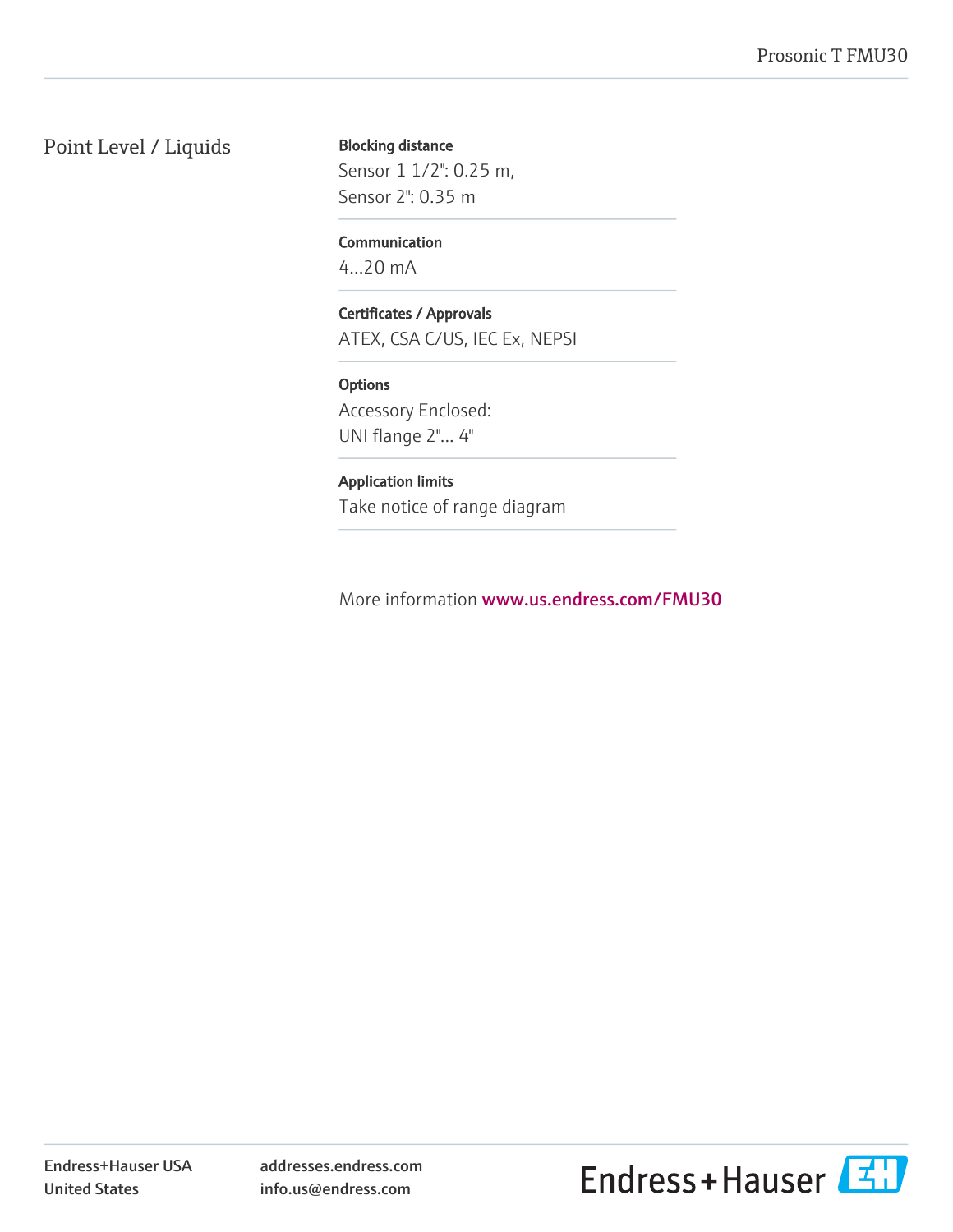## Point Level / Liquids

**Blocking distance**

Sensor 1 1/2": 0.25 m,
Sensor 2": 0.35 m

**Communication**

4...20 mA

**Certificates / Approvals**

ATEX, CSA C/US, IEC Ex, NEPSI

**Options**

Accessory Enclosed:
UNI flange 2"... 4"

**Application limits**

Take notice of range diagram

More information **www.us.endress.com/FMU30**

Endress+Hauser USA
United States

addresses.endress.com
info.us@endress.com

Endress+Hauser